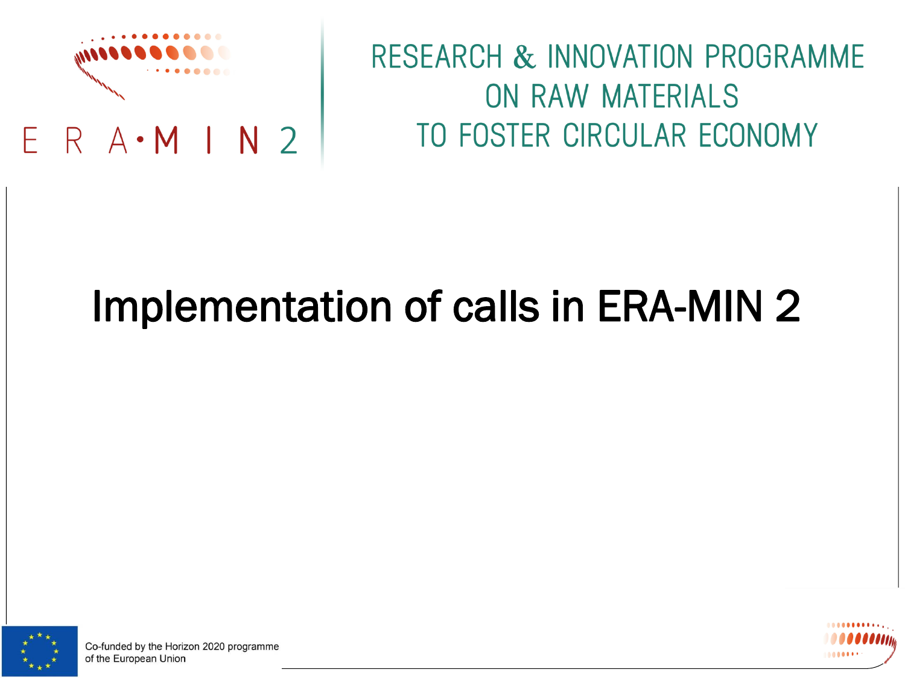ERA-MIN 2

RESEARCH & INNOVATION PROGRAMME ON RAW MATERIALS TO FOSTER CIRCULAR ECONOMY

# Implementation of calls in ERA-MIN 2

Co-funded by the Horizon 2020 programme of the European Union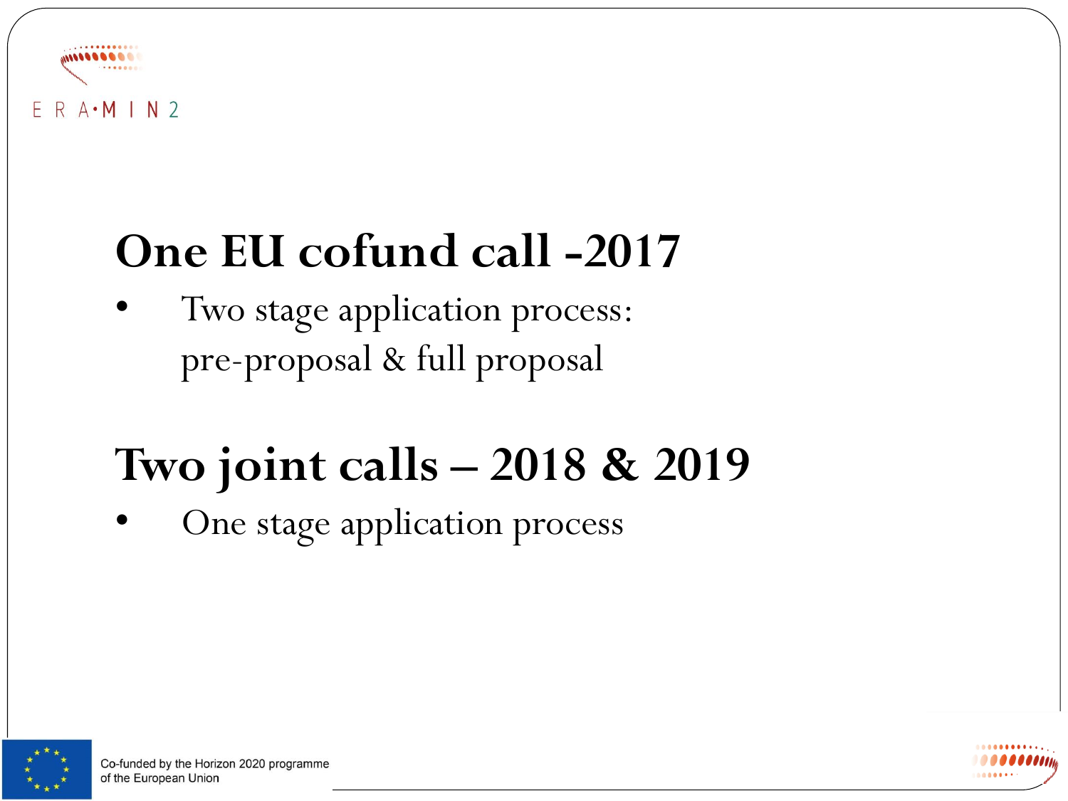## One EU cofund call -2017

- Two stage application process: pre-proposal & full proposal

## Two joint calls – 2018 & 2019

- One stage application process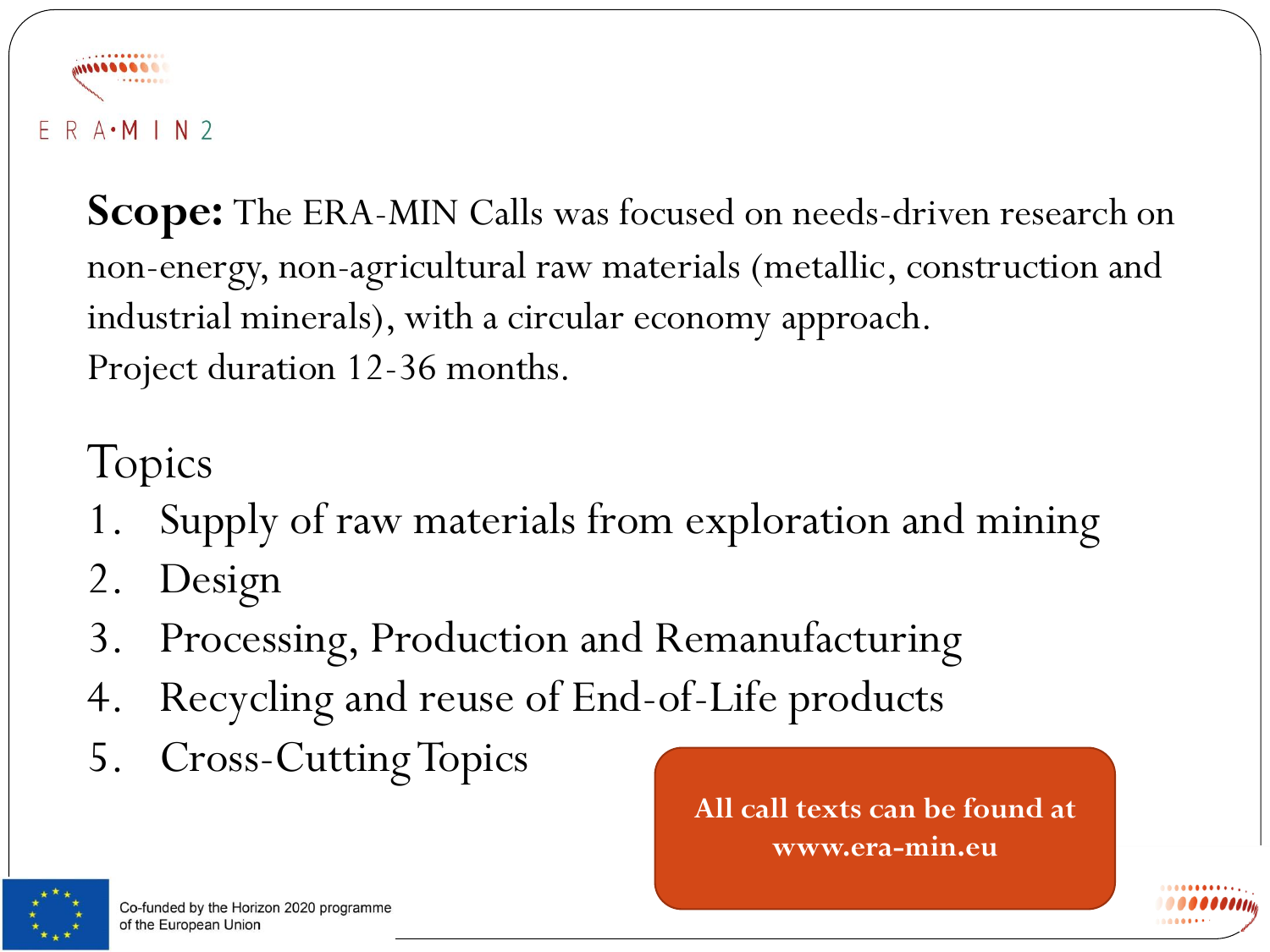**Scope:** The ERA-MIN Calls was focused on needs-driven research on non-energy, non-agricultural raw materials (metallic, construction and industrial minerals), with a circular economy approach.
Project duration 12-36 months.

## Topics

1. Supply of raw materials from exploration and mining
2. Design
3. Processing, Production and Remanufacturing
4. Recycling and reuse of End-of-Life products
5. Cross-Cutting Topics

**All call texts can be found at www.era-min.eu**

Co-funded by the Horizon 2020 programme of the European Union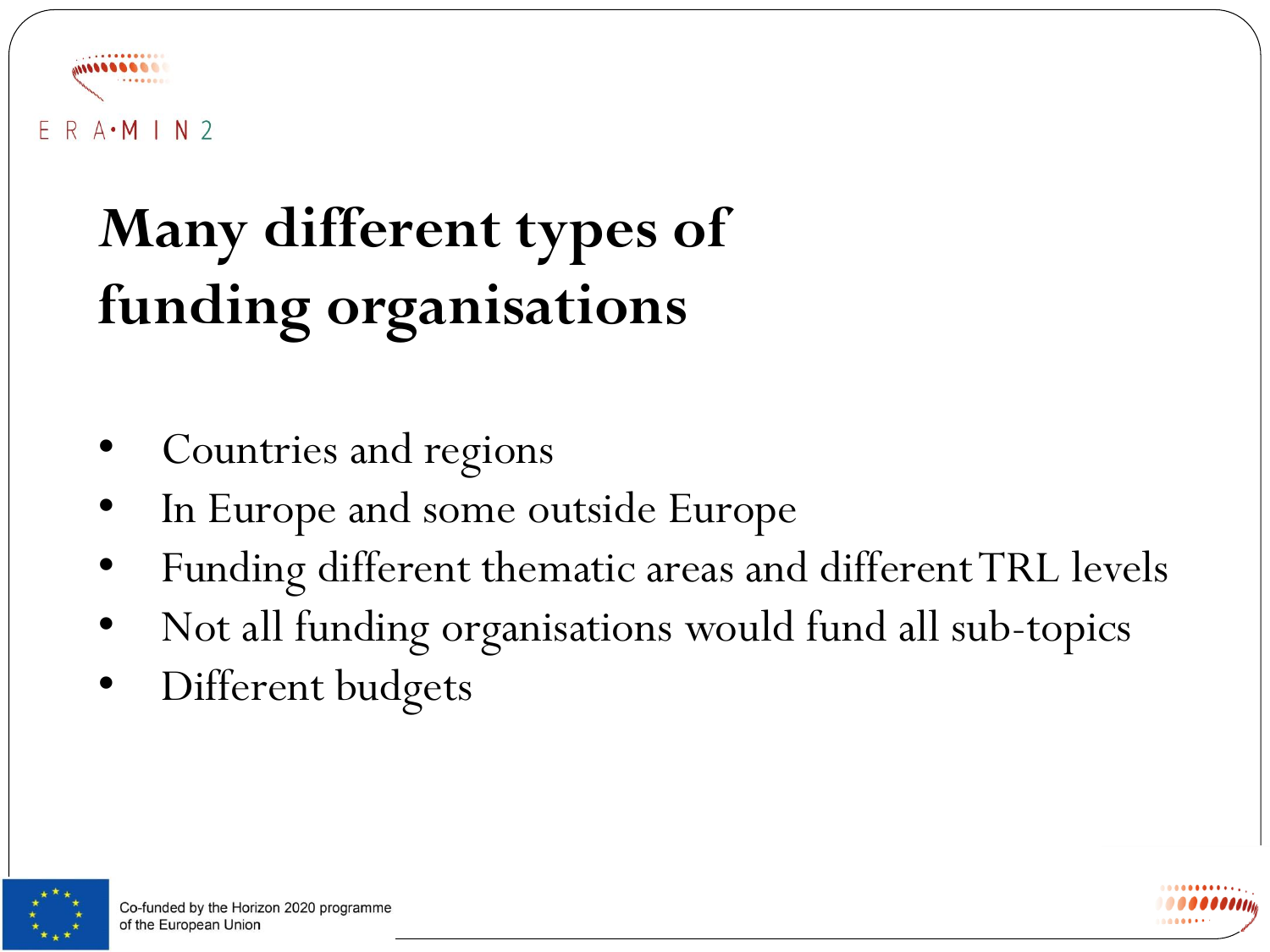# Many different types of funding organisations

- Countries and regions
- In Europe and some outside Europe
- Funding different thematic areas and different TRL levels
- Not all funding organisations would fund all sub-topics
- Different budgets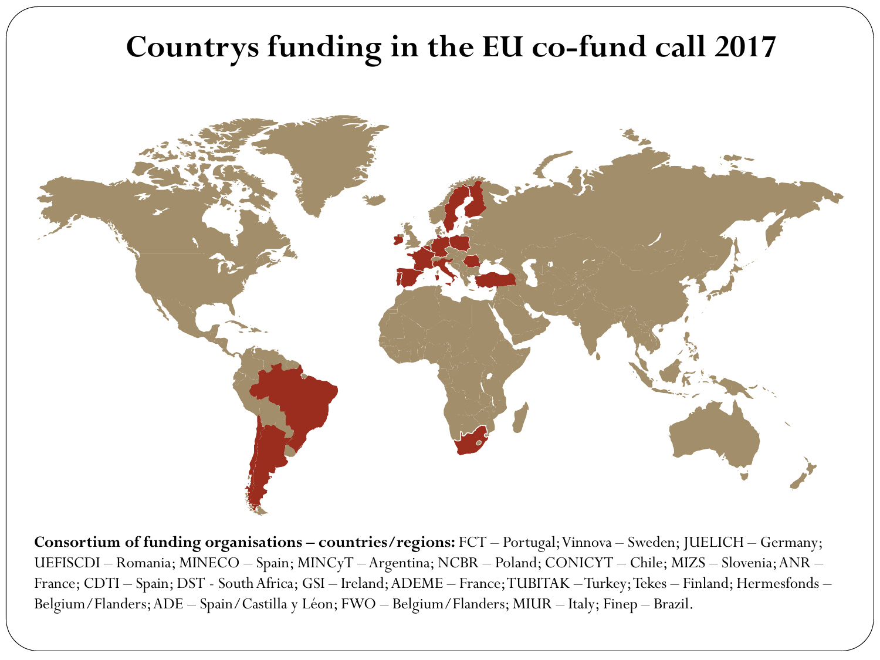# Countrys funding in the EU co-fund call 2017

**Consortium of funding organisations – countries/regions:** FCT – Portugal; Vinnova – Sweden; JUELICH – Germany; UEFISCDI – Romania; MINECO – Spain; MINCyT – Argentina; NCBR – Poland; CONICYT – Chile; MIZS – Slovenia; ANR – France; CDTI – Spain; DST - South Africa; GSI – Ireland; ADEME – France; TUBITAK – Turkey; Tekes – Finland; Hermesfonds – Belgium/Flanders; ADE – Spain/Castilla y Léon; FWO – Belgium/Flanders; MIUR – Italy; Finep – Brazil.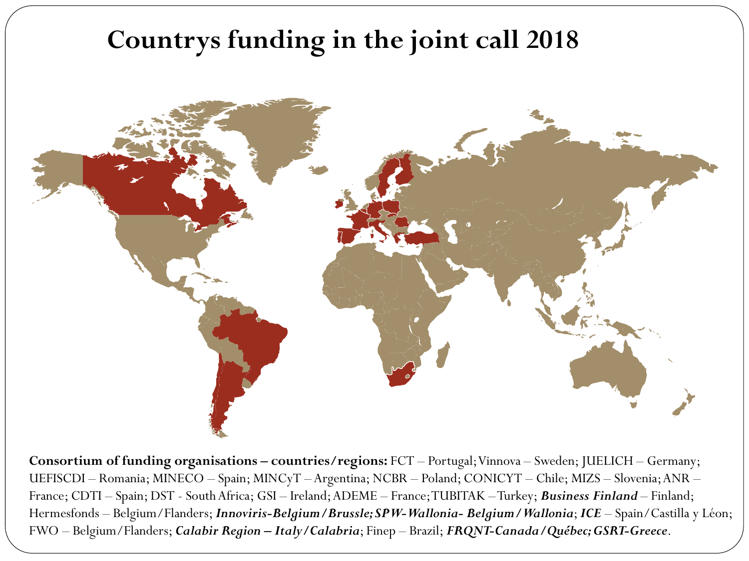# Countrys funding in the joint call 2018

**Consortium of funding organisations – countries/regions:** FCT – Portugal; Vinnova – Sweden; JUELICH – Germany; UEFISCDI – Romania; MINECO – Spain; MINCyT – Argentina; NCBR – Poland; CONICYT – Chile; MIZS – Slovenia; ANR – France; CDTI – Spain; DST - South Africa; GSI – Ireland; ADEME – France; TUBITAK – Turkey; ***Business Finland*** – Finland; Hermesfonds – Belgium/Flanders; ***Innoviris-Belgium/Brussle; SPW-Wallonia- Belgium/Wallonia***; ***ICE*** – Spain/Castilla y Léon; FWO – Belgium/Flanders; ***Calabir Region – Italy/Calabria***; Finep – Brazil; ***FRQNT-Canada/Québec; GSRT-Greece***.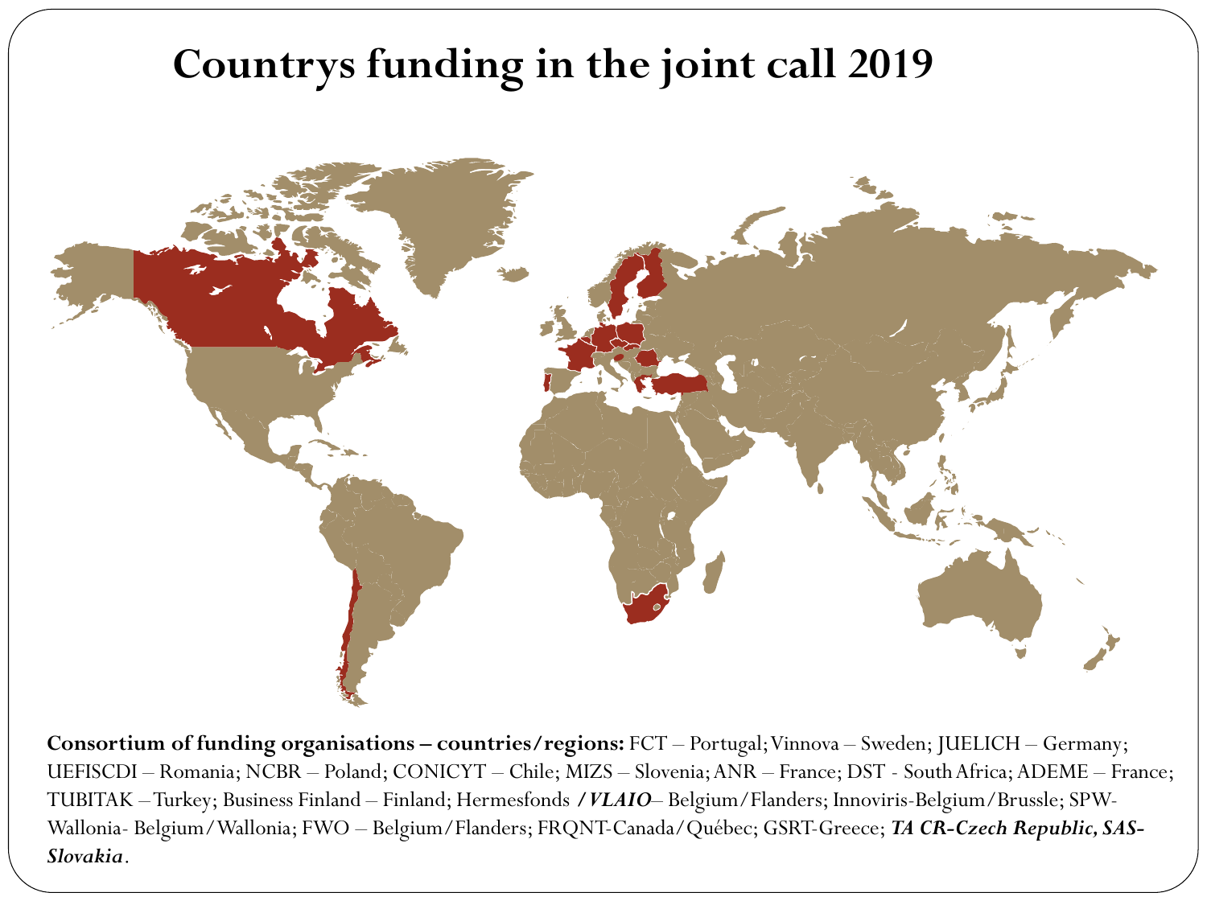# Countrys funding in the joint call 2019

**Consortium of funding organisations – countries/regions:** FCT – Portugal; Vinnova – Sweden; JUELICH – Germany; UEFISCDI – Romania; NCBR – Poland; CONICYT – Chile; MIZS – Slovenia; ANR – France; DST - South Africa; ADEME – France; TUBITAK – Turkey; Business Finland – Finland; Hermesfonds ***/VLAIO***– Belgium/Flanders; Innoviris-Belgium/Brussle; SPW-Wallonia- Belgium/Wallonia; FWO – Belgium/Flanders; FRQNT-Canada/Québec; GSRT-Greece; ***TA CR-Czech Republic, SAS-Slovakia***.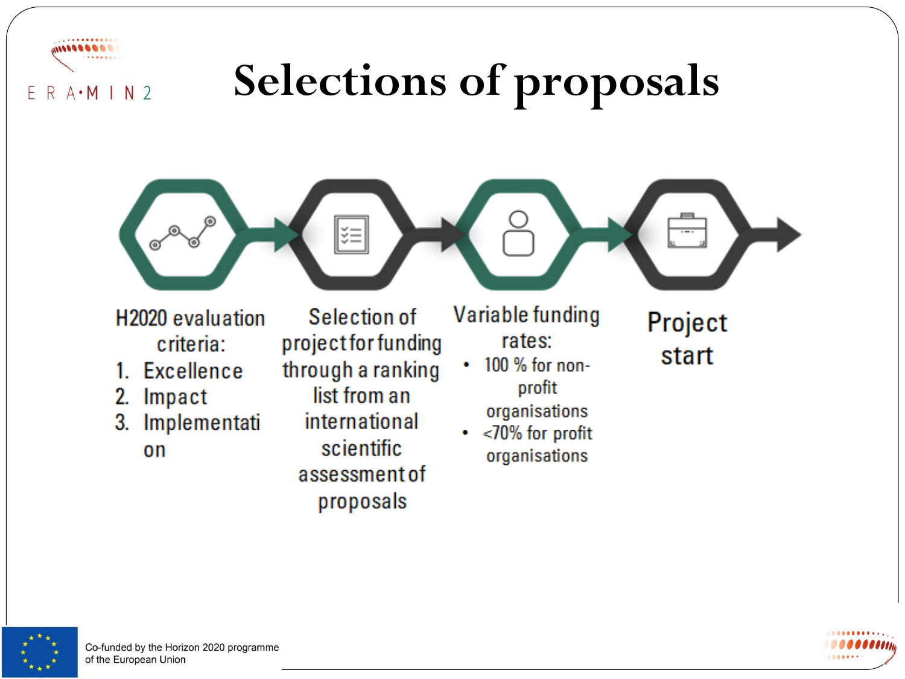# Selections of proposals

**H2020 evaluation criteria:**

1. Excellence
2. Impact
3. Implementation

**Selection of project for funding through a ranking list from an international scientific assessment of proposals**

**Variable funding rates:**

- 100 % for non-profit organisations
- <70% for profit organisations

**Project start**

Co-funded by the Horizon 2020 programme of the European Union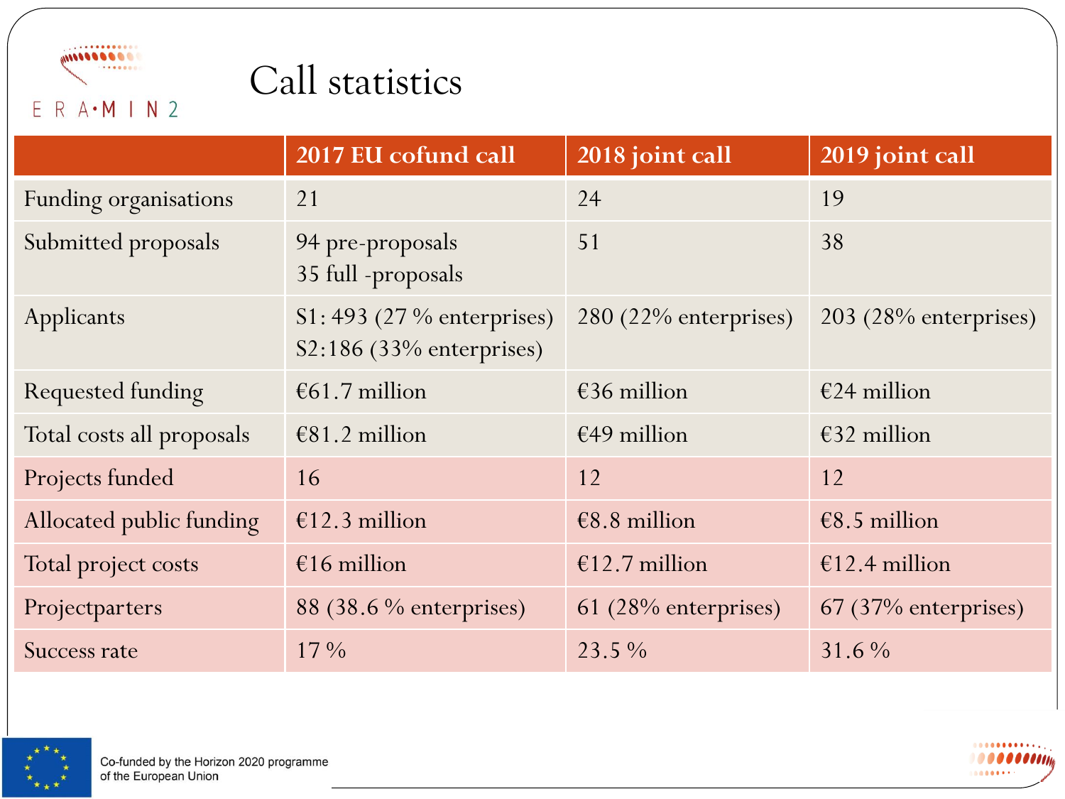# Call statistics

| | 2017 EU cofund call | 2018 joint call | 2019 joint call |
|---|---|---|---|
| Funding organisations | 21 | 24 | 19 |
| Submitted proposals | 94 pre-proposals<br>35 full -proposals | 51 | 38 |
| Applicants | S1: 493 (27 % enterprises)<br>S2:186 (33% enterprises) | 280 (22% enterprises) | 203 (28% enterprises) |
| Requested funding | €61.7 million | €36 million | €24 million |
| Total costs all proposals | €81.2 million | €49 million | €32 million |
| Projects funded | 16 | 12 | 12 |
| Allocated public funding | €12.3 million | €8.8 million | €8.5 million |
| Total project costs | €16 million | €12.7 million | €12.4 million |
| Projectparters | 88 (38.6 % enterprises) | 61 (28% enterprises) | 67 (37% enterprises) |
| Success rate | 17 % | 23.5 % | 31.6 % |

Co-funded by the Horizon 2020 programme of the European Union